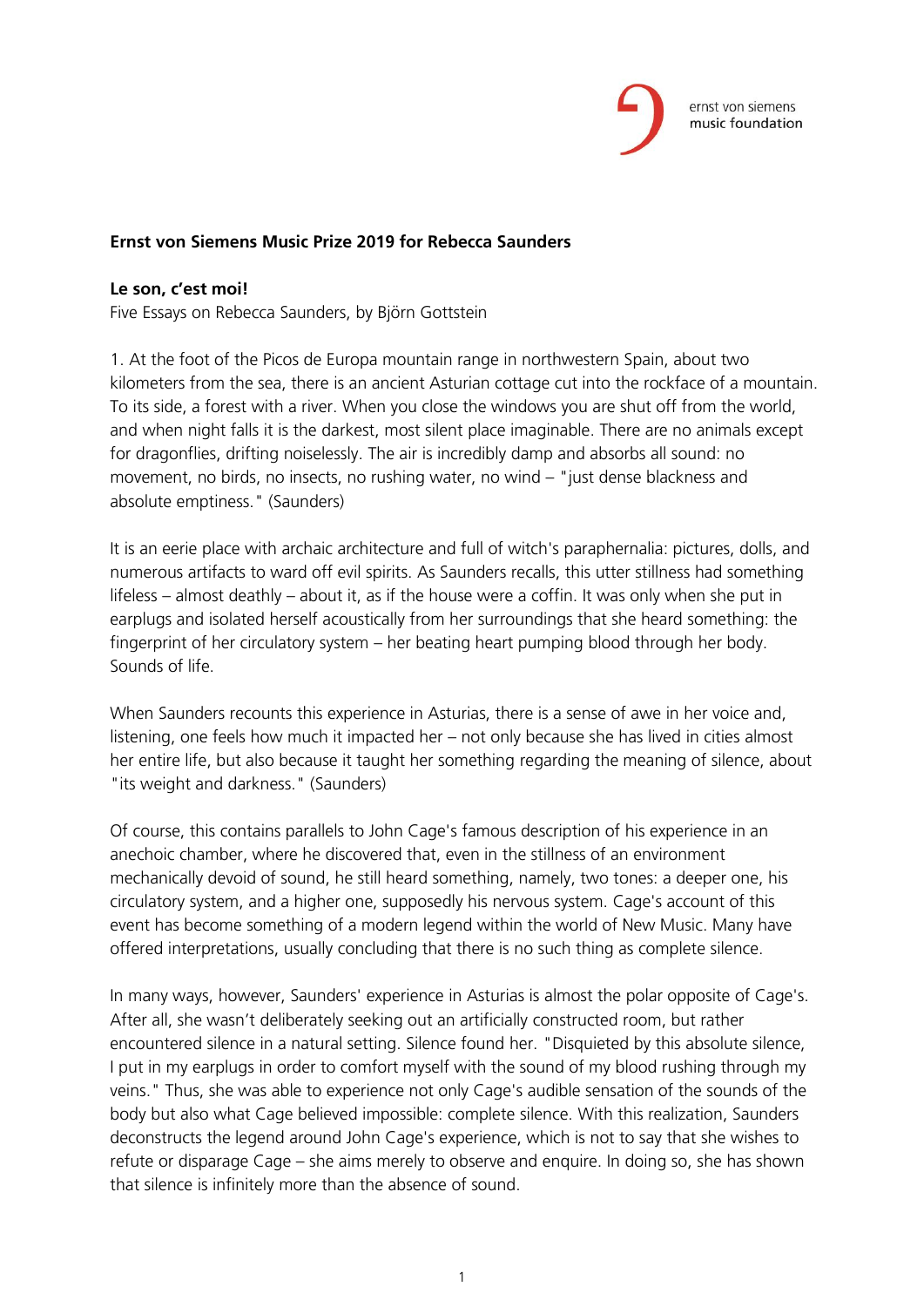**Ernst von Siemens Music Prize 2019 for Rebecca Saunders**

**Le son, c'est moi!**
Five Essays on Rebecca Saunders, by Björn Gottstein

1. At the foot of the Picos de Europa mountain range in northwestern Spain, about two kilometers from the sea, there is an ancient Asturian cottage cut into the rockface of a mountain. To its side, a forest with a river. When you close the windows you are shut off from the world, and when night falls it is the darkest, most silent place imaginable. There are no animals except for dragonflies, drifting noiselessly. The air is incredibly damp and absorbs all sound: no movement, no birds, no insects, no rushing water, no wind – "just dense blackness and absolute emptiness." (Saunders)

It is an eerie place with archaic architecture and full of witch's paraphernalia: pictures, dolls, and numerous artifacts to ward off evil spirits. As Saunders recalls, this utter stillness had something lifeless – almost deathly – about it, as if the house were a coffin. It was only when she put in earplugs and isolated herself acoustically from her surroundings that she heard something: the fingerprint of her circulatory system – her beating heart pumping blood through her body. Sounds of life.

When Saunders recounts this experience in Asturias, there is a sense of awe in her voice and, listening, one feels how much it impacted her – not only because she has lived in cities almost her entire life, but also because it taught her something regarding the meaning of silence, about "its weight and darkness." (Saunders)

Of course, this contains parallels to John Cage's famous description of his experience in an anechoic chamber, where he discovered that, even in the stillness of an environment mechanically devoid of sound, he still heard something, namely, two tones: a deeper one, his circulatory system, and a higher one, supposedly his nervous system. Cage's account of this event has become something of a modern legend within the world of New Music. Many have offered interpretations, usually concluding that there is no such thing as complete silence.

In many ways, however, Saunders' experience in Asturias is almost the polar opposite of Cage's. After all, she wasn't deliberately seeking out an artificially constructed room, but rather encountered silence in a natural setting. Silence found her. "Disquieted by this absolute silence, I put in my earplugs in order to comfort myself with the sound of my blood rushing through my veins." Thus, she was able to experience not only Cage's audible sensation of the sounds of the body but also what Cage believed impossible: complete silence. With this realization, Saunders deconstructs the legend around John Cage's experience, which is not to say that she wishes to refute or disparage Cage – she aims merely to observe and enquire. In doing so, she has shown that silence is infinitely more than the absence of sound.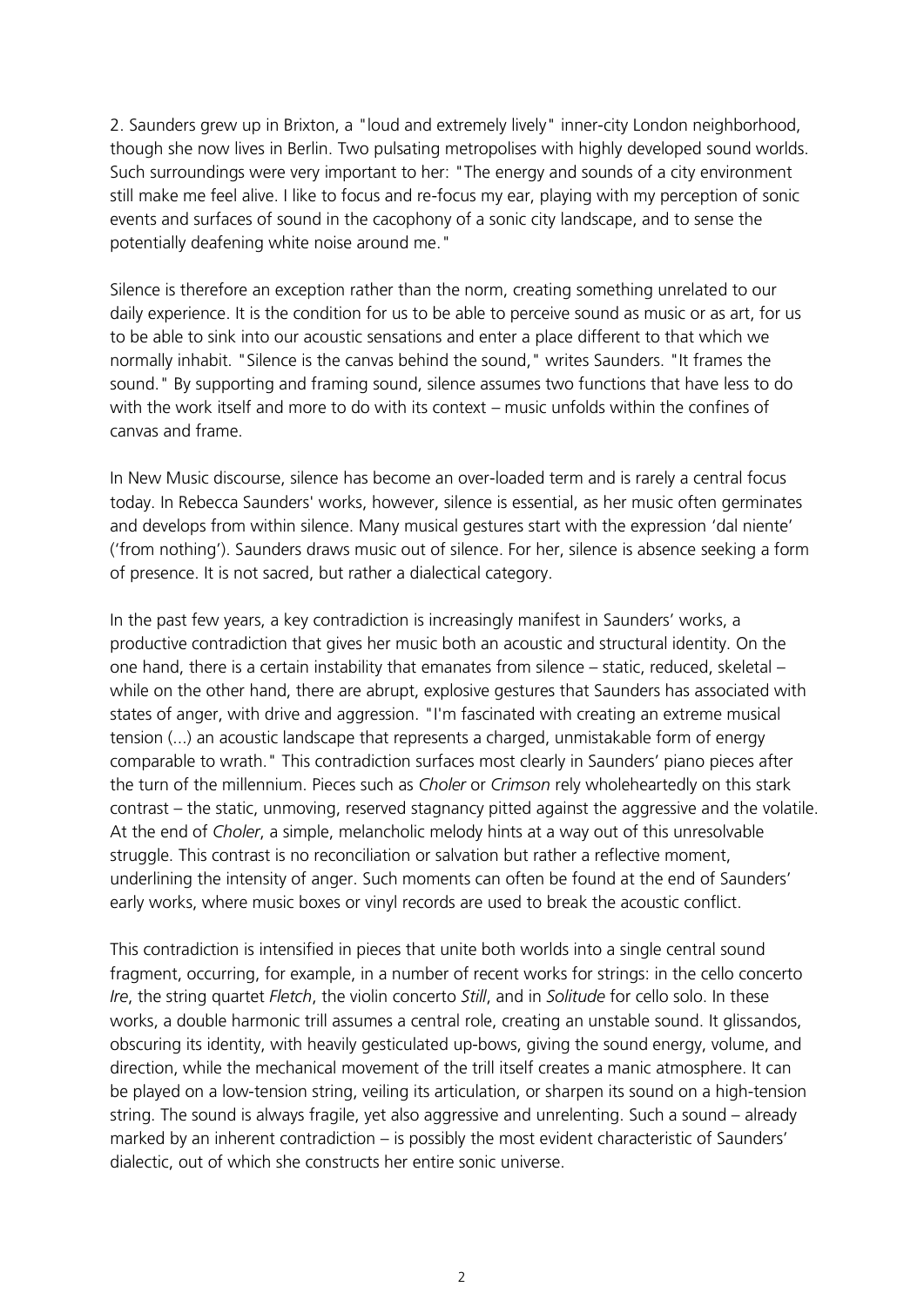2. Saunders grew up in Brixton, a "loud and extremely lively" inner-city London neighborhood, though she now lives in Berlin. Two pulsating metropolises with highly developed sound worlds. Such surroundings were very important to her: "The energy and sounds of a city environment still make me feel alive. I like to focus and re-focus my ear, playing with my perception of sonic events and surfaces of sound in the cacophony of a sonic city landscape, and to sense the potentially deafening white noise around me."

Silence is therefore an exception rather than the norm, creating something unrelated to our daily experience. It is the condition for us to be able to perceive sound as music or as art, for us to be able to sink into our acoustic sensations and enter a place different to that which we normally inhabit. "Silence is the canvas behind the sound," writes Saunders. "It frames the sound." By supporting and framing sound, silence assumes two functions that have less to do with the work itself and more to do with its context – music unfolds within the confines of canvas and frame.

In New Music discourse, silence has become an over-loaded term and is rarely a central focus today. In Rebecca Saunders' works, however, silence is essential, as her music often germinates and develops from within silence. Many musical gestures start with the expression 'dal niente' ('from nothing'). Saunders draws music out of silence. For her, silence is absence seeking a form of presence. It is not sacred, but rather a dialectical category.

In the past few years, a key contradiction is increasingly manifest in Saunders' works, a productive contradiction that gives her music both an acoustic and structural identity. On the one hand, there is a certain instability that emanates from silence – static, reduced, skeletal – while on the other hand, there are abrupt, explosive gestures that Saunders has associated with states of anger, with drive and aggression. "I'm fascinated with creating an extreme musical tension (...) an acoustic landscape that represents a charged, unmistakable form of energy comparable to wrath." This contradiction surfaces most clearly in Saunders' piano pieces after the turn of the millennium. Pieces such as *Choler* or *Crimson* rely wholeheartedly on this stark contrast – the static, unmoving, reserved stagnancy pitted against the aggressive and the volatile. At the end of *Choler*, a simple, melancholic melody hints at a way out of this unresolvable struggle. This contrast is no reconciliation or salvation but rather a reflective moment, underlining the intensity of anger. Such moments can often be found at the end of Saunders' early works, where music boxes or vinyl records are used to break the acoustic conflict.

This contradiction is intensified in pieces that unite both worlds into a single central sound fragment, occurring, for example, in a number of recent works for strings: in the cello concerto *Ire*, the string quartet *Fletch*, the violin concerto *Still*, and in *Solitude* for cello solo. In these works, a double harmonic trill assumes a central role, creating an unstable sound. It glissandos, obscuring its identity, with heavily gesticulated up-bows, giving the sound energy, volume, and direction, while the mechanical movement of the trill itself creates a manic atmosphere. It can be played on a low-tension string, veiling its articulation, or sharpen its sound on a high-tension string. The sound is always fragile, yet also aggressive and unrelenting. Such a sound – already marked by an inherent contradiction – is possibly the most evident characteristic of Saunders' dialectic, out of which she constructs her entire sonic universe.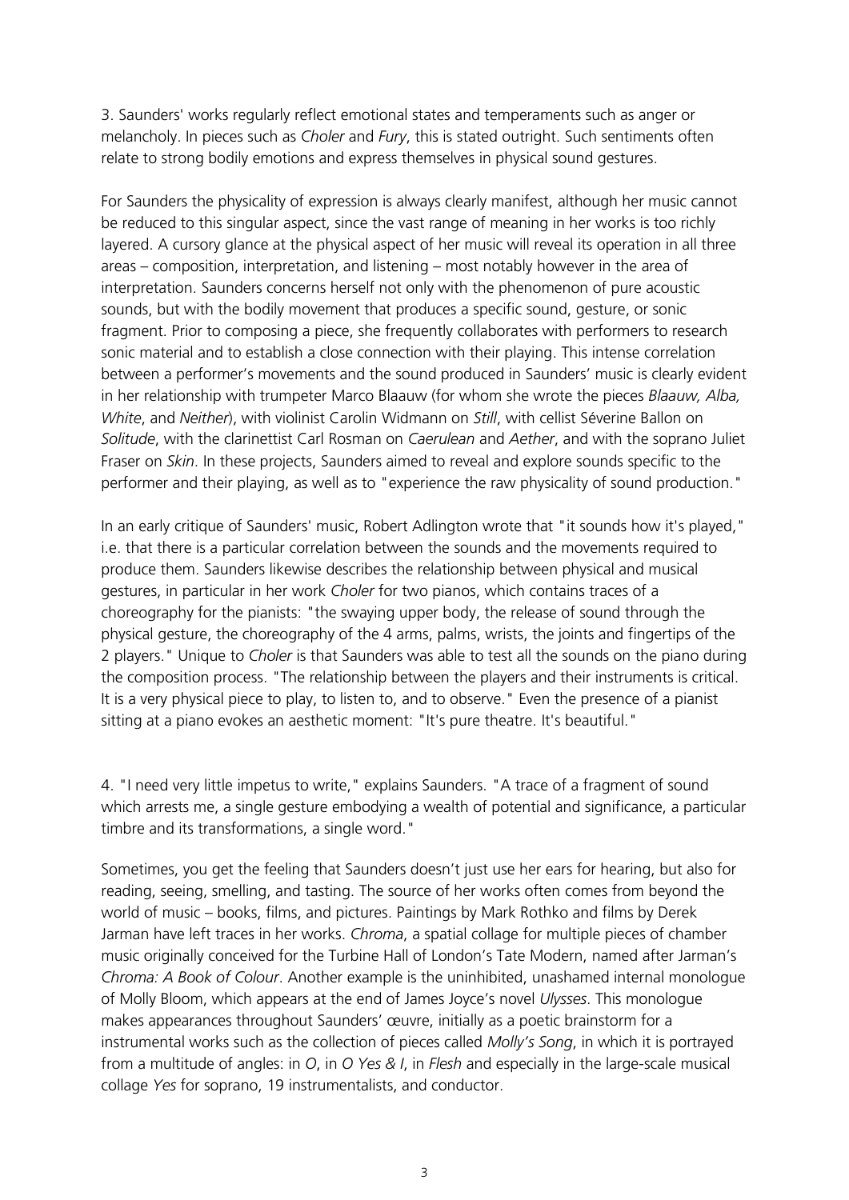3. Saunders' works regularly reflect emotional states and temperaments such as anger or melancholy. In pieces such as *Choler* and *Fury*, this is stated outright. Such sentiments often relate to strong bodily emotions and express themselves in physical sound gestures.

For Saunders the physicality of expression is always clearly manifest, although her music cannot be reduced to this singular aspect, since the vast range of meaning in her works is too richly layered. A cursory glance at the physical aspect of her music will reveal its operation in all three areas – composition, interpretation, and listening – most notably however in the area of interpretation. Saunders concerns herself not only with the phenomenon of pure acoustic sounds, but with the bodily movement that produces a specific sound, gesture, or sonic fragment. Prior to composing a piece, she frequently collaborates with performers to research sonic material and to establish a close connection with their playing. This intense correlation between a performer's movements and the sound produced in Saunders' music is clearly evident in her relationship with trumpeter Marco Blaauw (for whom she wrote the pieces *Blaauw, Alba, White*, and *Neither*), with violinist Carolin Widmann on *Still*, with cellist Séverine Ballon on *Solitude*, with the clarinettist Carl Rosman on *Caerulean* and *Aether*, and with the soprano Juliet Fraser on *Skin*. In these projects, Saunders aimed to reveal and explore sounds specific to the performer and their playing, as well as to "experience the raw physicality of sound production."

In an early critique of Saunders' music, Robert Adlington wrote that "it sounds how it's played," i.e. that there is a particular correlation between the sounds and the movements required to produce them. Saunders likewise describes the relationship between physical and musical gestures, in particular in her work *Choler* for two pianos, which contains traces of a choreography for the pianists: "the swaying upper body, the release of sound through the physical gesture, the choreography of the 4 arms, palms, wrists, the joints and fingertips of the 2 players." Unique to *Choler* is that Saunders was able to test all the sounds on the piano during the composition process. "The relationship between the players and their instruments is critical. It is a very physical piece to play, to listen to, and to observe." Even the presence of a pianist sitting at a piano evokes an aesthetic moment: "It's pure theatre. It's beautiful."

4. "I need very little impetus to write," explains Saunders. "A trace of a fragment of sound which arrests me, a single gesture embodying a wealth of potential and significance, a particular timbre and its transformations, a single word."

Sometimes, you get the feeling that Saunders doesn't just use her ears for hearing, but also for reading, seeing, smelling, and tasting. The source of her works often comes from beyond the world of music – books, films, and pictures. Paintings by Mark Rothko and films by Derek Jarman have left traces in her works. *Chroma*, a spatial collage for multiple pieces of chamber music originally conceived for the Turbine Hall of London's Tate Modern, named after Jarman's *Chroma: A Book of Colour*. Another example is the uninhibited, unashamed internal monologue of Molly Bloom, which appears at the end of James Joyce's novel *Ulysses*. This monologue makes appearances throughout Saunders' œuvre, initially as a poetic brainstorm for a instrumental works such as the collection of pieces called *Molly's Song*, in which it is portrayed from a multitude of angles: in *O*, in *O Yes & I*, in *Flesh* and especially in the large-scale musical collage *Yes* for soprano, 19 instrumentalists, and conductor.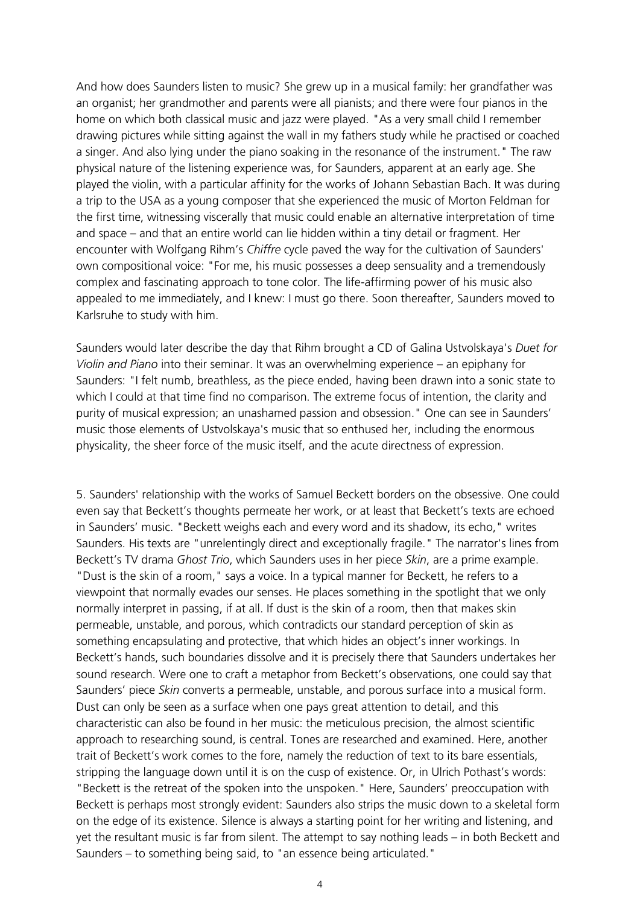And how does Saunders listen to music? She grew up in a musical family: her grandfather was an organist; her grandmother and parents were all pianists; and there were four pianos in the home on which both classical music and jazz were played. "As a very small child I remember drawing pictures while sitting against the wall in my fathers study while he practised or coached a singer. And also lying under the piano soaking in the resonance of the instrument." The raw physical nature of the listening experience was, for Saunders, apparent at an early age. She played the violin, with a particular affinity for the works of Johann Sebastian Bach. It was during a trip to the USA as a young composer that she experienced the music of Morton Feldman for the first time, witnessing viscerally that music could enable an alternative interpretation of time and space – and that an entire world can lie hidden within a tiny detail or fragment. Her encounter with Wolfgang Rihm's *Chiffre* cycle paved the way for the cultivation of Saunders' own compositional voice: "For me, his music possesses a deep sensuality and a tremendously complex and fascinating approach to tone color. The life-affirming power of his music also appealed to me immediately, and I knew: I must go there. Soon thereafter, Saunders moved to Karlsruhe to study with him.

Saunders would later describe the day that Rihm brought a CD of Galina Ustvolskaya's *Duet for Violin and Piano* into their seminar. It was an overwhelming experience – an epiphany for Saunders: "I felt numb, breathless, as the piece ended, having been drawn into a sonic state to which I could at that time find no comparison. The extreme focus of intention, the clarity and purity of musical expression; an unashamed passion and obsession." One can see in Saunders' music those elements of Ustvolskaya's music that so enthused her, including the enormous physicality, the sheer force of the music itself, and the acute directness of expression.

5. Saunders' relationship with the works of Samuel Beckett borders on the obsessive. One could even say that Beckett's thoughts permeate her work, or at least that Beckett's texts are echoed in Saunders' music. "Beckett weighs each and every word and its shadow, its echo," writes Saunders. His texts are "unrelentingly direct and exceptionally fragile." The narrator's lines from Beckett's TV drama *Ghost Trio*, which Saunders uses in her piece *Skin*, are a prime example. "Dust is the skin of a room," says a voice. In a typical manner for Beckett, he refers to a viewpoint that normally evades our senses. He places something in the spotlight that we only normally interpret in passing, if at all. If dust is the skin of a room, then that makes skin permeable, unstable, and porous, which contradicts our standard perception of skin as something encapsulating and protective, that which hides an object's inner workings. In Beckett's hands, such boundaries dissolve and it is precisely there that Saunders undertakes her sound research. Were one to craft a metaphor from Beckett's observations, one could say that Saunders' piece *Skin* converts a permeable, unstable, and porous surface into a musical form. Dust can only be seen as a surface when one pays great attention to detail, and this characteristic can also be found in her music: the meticulous precision, the almost scientific approach to researching sound, is central. Tones are researched and examined. Here, another trait of Beckett's work comes to the fore, namely the reduction of text to its bare essentials, stripping the language down until it is on the cusp of existence. Or, in Ulrich Pothast's words: "Beckett is the retreat of the spoken into the unspoken." Here, Saunders' preoccupation with Beckett is perhaps most strongly evident: Saunders also strips the music down to a skeletal form on the edge of its existence. Silence is always a starting point for her writing and listening, and yet the resultant music is far from silent. The attempt to say nothing leads – in both Beckett and Saunders – to something being said, to "an essence being articulated."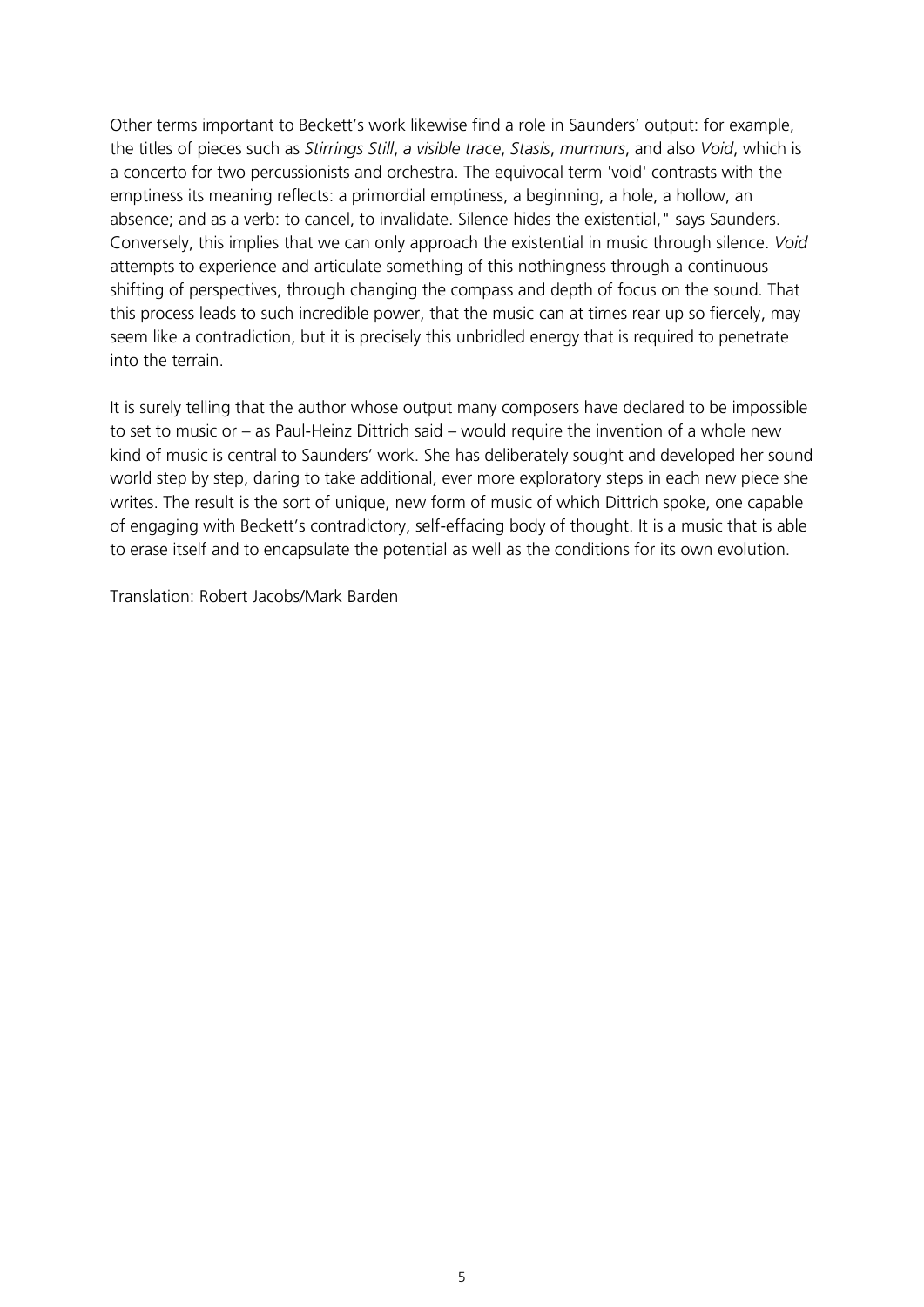Other terms important to Beckett's work likewise find a role in Saunders' output: for example, the titles of pieces such as *Stirrings Still*, *a visible trace*, *Stasis*, *murmurs*, and also *Void*, which is a concerto for two percussionists and orchestra. The equivocal term 'void' contrasts with the emptiness its meaning reflects: a primordial emptiness, a beginning, a hole, a hollow, an absence; and as a verb: to cancel, to invalidate. Silence hides the existential," says Saunders. Conversely, this implies that we can only approach the existential in music through silence. *Void* attempts to experience and articulate something of this nothingness through a continuous shifting of perspectives, through changing the compass and depth of focus on the sound. That this process leads to such incredible power, that the music can at times rear up so fiercely, may seem like a contradiction, but it is precisely this unbridled energy that is required to penetrate into the terrain.

It is surely telling that the author whose output many composers have declared to be impossible to set to music or – as Paul-Heinz Dittrich said – would require the invention of a whole new kind of music is central to Saunders' work. She has deliberately sought and developed her sound world step by step, daring to take additional, ever more exploratory steps in each new piece she writes. The result is the sort of unique, new form of music of which Dittrich spoke, one capable of engaging with Beckett's contradictory, self-effacing body of thought. It is a music that is able to erase itself and to encapsulate the potential as well as the conditions for its own evolution.

Translation: Robert Jacobs/Mark Barden